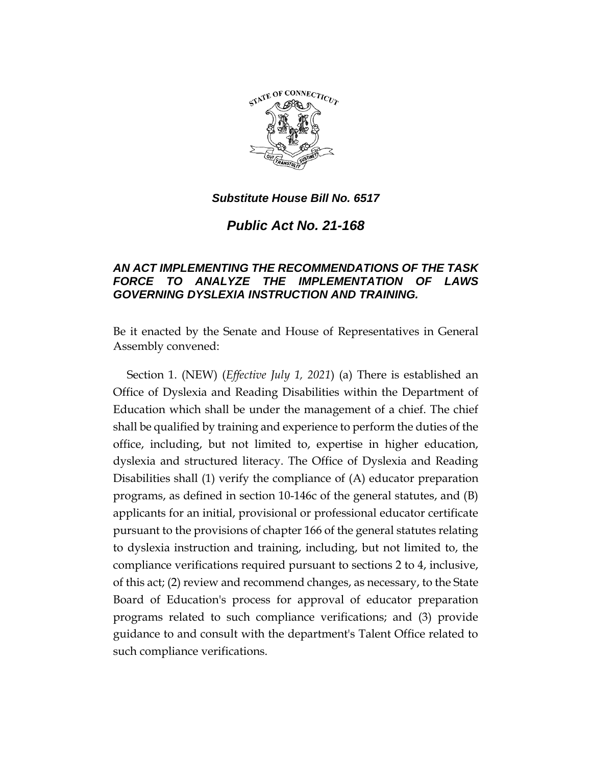***Substitute House Bill No. 6517***

# ***Public Act No. 21-168***

## ***AN ACT IMPLEMENTING THE RECOMMENDATIONS OF THE TASK FORCE TO ANALYZE THE IMPLEMENTATION OF LAWS GOVERNING DYSLEXIA INSTRUCTION AND TRAINING.***

Be it enacted by the Senate and House of Representatives in General Assembly convened:

Section 1. (NEW) (*Effective July 1, 2021*) (a) There is established an Office of Dyslexia and Reading Disabilities within the Department of Education which shall be under the management of a chief. The chief shall be qualified by training and experience to perform the duties of the office, including, but not limited to, expertise in higher education, dyslexia and structured literacy. The Office of Dyslexia and Reading Disabilities shall (1) verify the compliance of (A) educator preparation programs, as defined in section 10-146c of the general statutes, and (B) applicants for an initial, provisional or professional educator certificate pursuant to the provisions of chapter 166 of the general statutes relating to dyslexia instruction and training, including, but not limited to, the compliance verifications required pursuant to sections 2 to 4, inclusive, of this act; (2) review and recommend changes, as necessary, to the State Board of Education's process for approval of educator preparation programs related to such compliance verifications; and (3) provide guidance to and consult with the department's Talent Office related to such compliance verifications.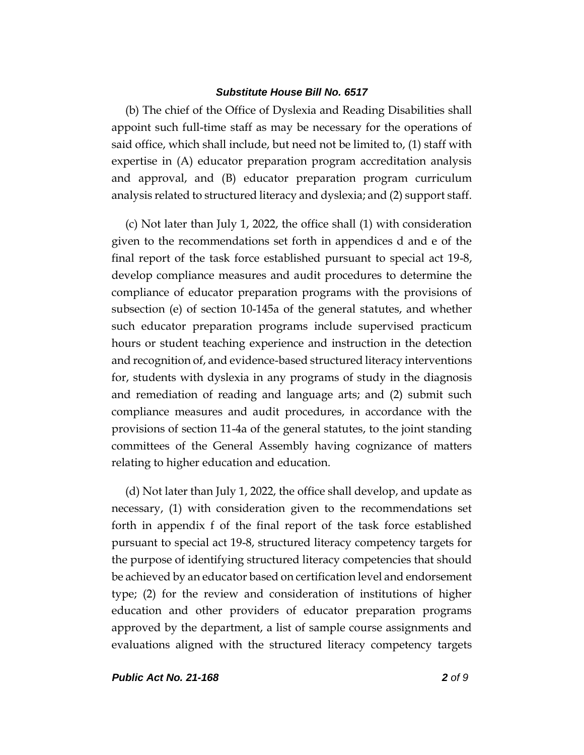(b) The chief of the Office of Dyslexia and Reading Disabilities shall appoint such full-time staff as may be necessary for the operations of said office, which shall include, but need not be limited to, (1) staff with expertise in (A) educator preparation program accreditation analysis and approval, and (B) educator preparation program curriculum analysis related to structured literacy and dyslexia; and (2) support staff.

(c) Not later than July 1, 2022, the office shall (1) with consideration given to the recommendations set forth in appendices d and e of the final report of the task force established pursuant to special act 19-8, develop compliance measures and audit procedures to determine the compliance of educator preparation programs with the provisions of subsection (e) of section 10-145a of the general statutes, and whether such educator preparation programs include supervised practicum hours or student teaching experience and instruction in the detection and recognition of, and evidence-based structured literacy interventions for, students with dyslexia in any programs of study in the diagnosis and remediation of reading and language arts; and (2) submit such compliance measures and audit procedures, in accordance with the provisions of section 11-4a of the general statutes, to the joint standing committees of the General Assembly having cognizance of matters relating to higher education and education.

(d) Not later than July 1, 2022, the office shall develop, and update as necessary, (1) with consideration given to the recommendations set forth in appendix f of the final report of the task force established pursuant to special act 19-8, structured literacy competency targets for the purpose of identifying structured literacy competencies that should be achieved by an educator based on certification level and endorsement type; (2) for the review and consideration of institutions of higher education and other providers of educator preparation programs approved by the department, a list of sample course assignments and evaluations aligned with the structured literacy competency targets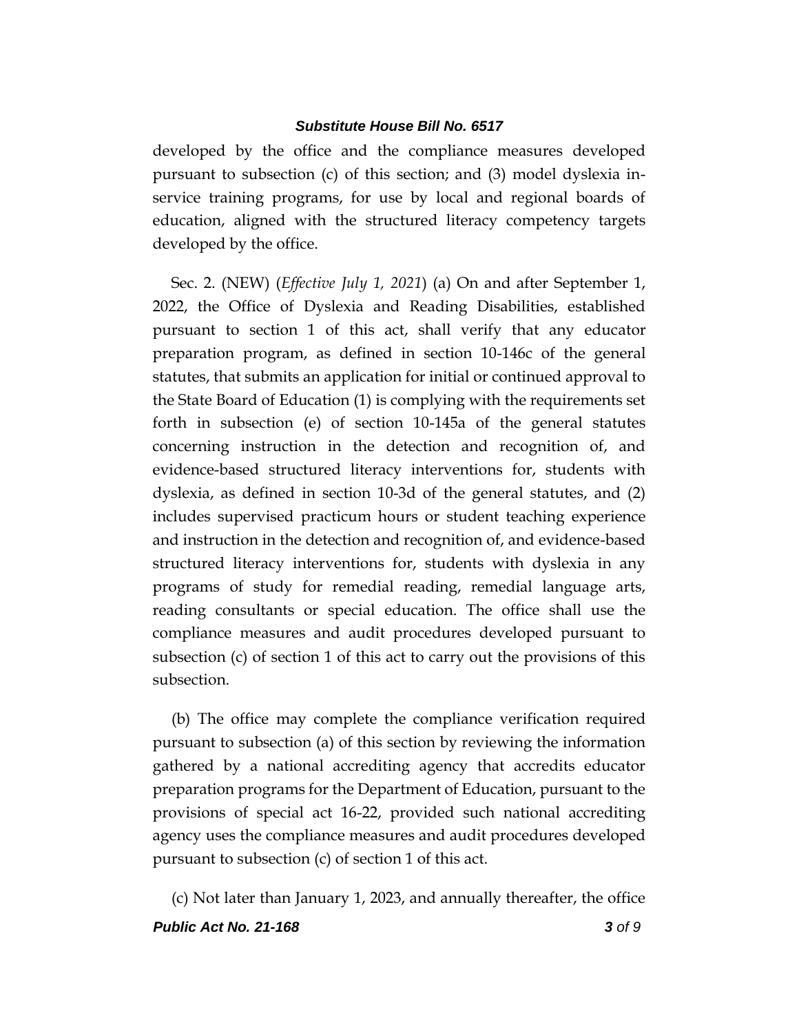developed by the office and the compliance measures developed pursuant to subsection (c) of this section; and (3) model dyslexia in-service training programs, for use by local and regional boards of education, aligned with the structured literacy competency targets developed by the office.

Sec. 2. (NEW) (*Effective July 1, 2021*) (a) On and after September 1, 2022, the Office of Dyslexia and Reading Disabilities, established pursuant to section 1 of this act, shall verify that any educator preparation program, as defined in section 10-146c of the general statutes, that submits an application for initial or continued approval to the State Board of Education (1) is complying with the requirements set forth in subsection (e) of section 10-145a of the general statutes concerning instruction in the detection and recognition of, and evidence-based structured literacy interventions for, students with dyslexia, as defined in section 10-3d of the general statutes, and (2) includes supervised practicum hours or student teaching experience and instruction in the detection and recognition of, and evidence-based structured literacy interventions for, students with dyslexia in any programs of study for remedial reading, remedial language arts, reading consultants or special education. The office shall use the compliance measures and audit procedures developed pursuant to subsection (c) of section 1 of this act to carry out the provisions of this subsection.

(b) The office may complete the compliance verification required pursuant to subsection (a) of this section by reviewing the information gathered by a national accrediting agency that accredits educator preparation programs for the Department of Education, pursuant to the provisions of special act 16-22, provided such national accrediting agency uses the compliance measures and audit procedures developed pursuant to subsection (c) of section 1 of this act.

(c) Not later than January 1, 2023, and annually thereafter, the office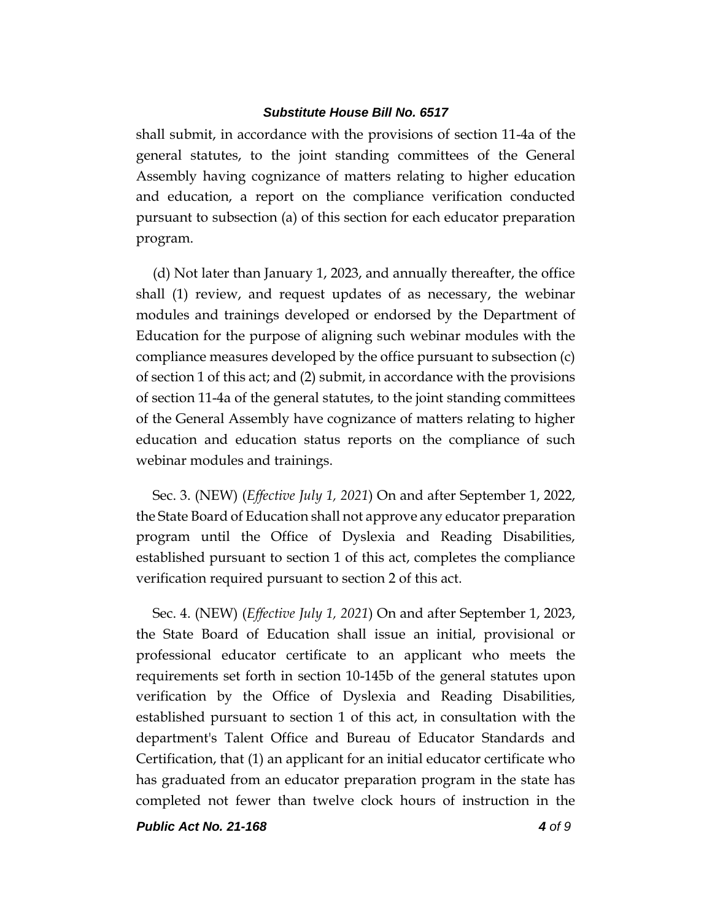shall submit, in accordance with the provisions of section 11-4a of the general statutes, to the joint standing committees of the General Assembly having cognizance of matters relating to higher education and education, a report on the compliance verification conducted pursuant to subsection (a) of this section for each educator preparation program.

(d) Not later than January 1, 2023, and annually thereafter, the office shall (1) review, and request updates of as necessary, the webinar modules and trainings developed or endorsed by the Department of Education for the purpose of aligning such webinar modules with the compliance measures developed by the office pursuant to subsection (c) of section 1 of this act; and (2) submit, in accordance with the provisions of section 11-4a of the general statutes, to the joint standing committees of the General Assembly have cognizance of matters relating to higher education and education status reports on the compliance of such webinar modules and trainings.

Sec. 3. (NEW) (*Effective July 1, 2021*) On and after September 1, 2022, the State Board of Education shall not approve any educator preparation program until the Office of Dyslexia and Reading Disabilities, established pursuant to section 1 of this act, completes the compliance verification required pursuant to section 2 of this act.

Sec. 4. (NEW) (*Effective July 1, 2021*) On and after September 1, 2023, the State Board of Education shall issue an initial, provisional or professional educator certificate to an applicant who meets the requirements set forth in section 10-145b of the general statutes upon verification by the Office of Dyslexia and Reading Disabilities, established pursuant to section 1 of this act, in consultation with the department's Talent Office and Bureau of Educator Standards and Certification, that (1) an applicant for an initial educator certificate who has graduated from an educator preparation program in the state has completed not fewer than twelve clock hours of instruction in the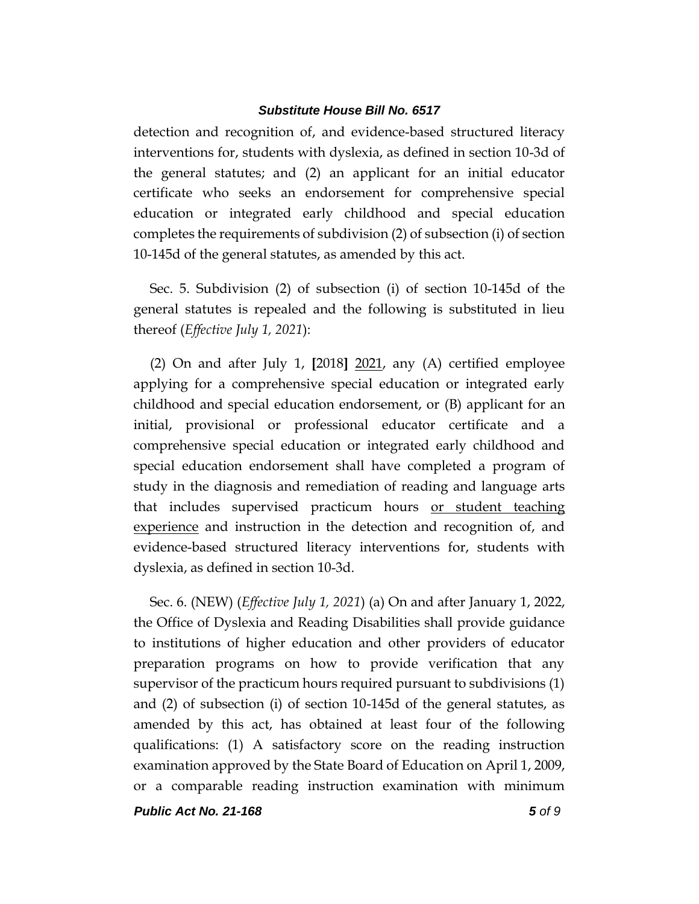detection and recognition of, and evidence-based structured literacy interventions for, students with dyslexia, as defined in section 10-3d of the general statutes; and (2) an applicant for an initial educator certificate who seeks an endorsement for comprehensive special education or integrated early childhood and special education completes the requirements of subdivision (2) of subsection (i) of section 10-145d of the general statutes, as amended by this act.

Sec. 5. Subdivision (2) of subsection (i) of section 10-145d of the general statutes is repealed and the following is substituted in lieu thereof (*Effective July 1, 2021*):

(2) On and after July 1, **[**2018**]** 2021, any (A) certified employee applying for a comprehensive special education or integrated early childhood and special education endorsement, or (B) applicant for an initial, provisional or professional educator certificate and a comprehensive special education or integrated early childhood and special education endorsement shall have completed a program of study in the diagnosis and remediation of reading and language arts that includes supervised practicum hours or student teaching experience and instruction in the detection and recognition of, and evidence-based structured literacy interventions for, students with dyslexia, as defined in section 10-3d.

Sec. 6. (NEW) (*Effective July 1, 2021*) (a) On and after January 1, 2022, the Office of Dyslexia and Reading Disabilities shall provide guidance to institutions of higher education and other providers of educator preparation programs on how to provide verification that any supervisor of the practicum hours required pursuant to subdivisions (1) and (2) of subsection (i) of section 10-145d of the general statutes, as amended by this act, has obtained at least four of the following qualifications: (1) A satisfactory score on the reading instruction examination approved by the State Board of Education on April 1, 2009, or a comparable reading instruction examination with minimum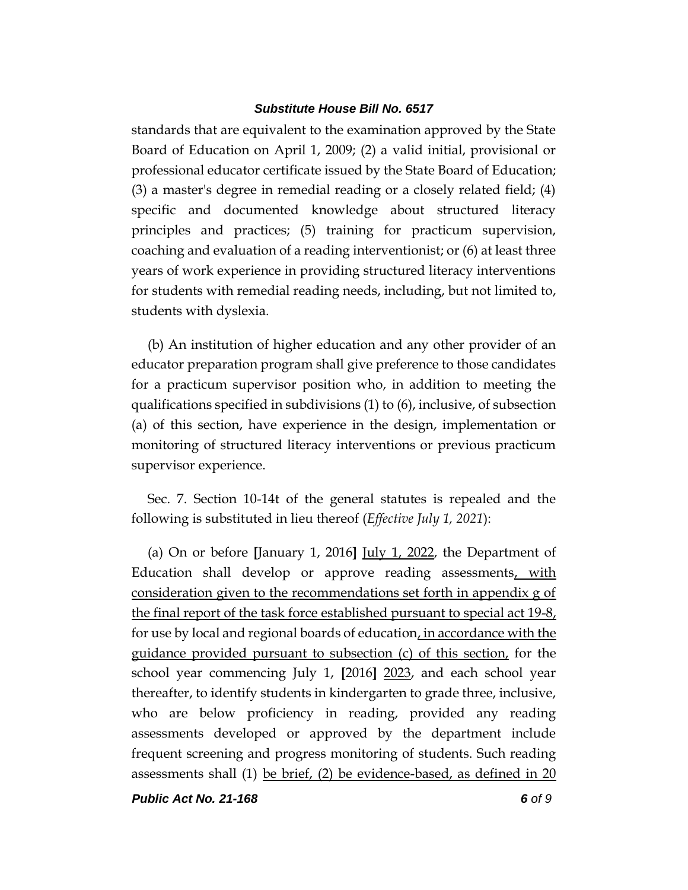standards that are equivalent to the examination approved by the State Board of Education on April 1, 2009; (2) a valid initial, provisional or professional educator certificate issued by the State Board of Education; (3) a master's degree in remedial reading or a closely related field; (4) specific and documented knowledge about structured literacy principles and practices; (5) training for practicum supervision, coaching and evaluation of a reading interventionist; or (6) at least three years of work experience in providing structured literacy interventions for students with remedial reading needs, including, but not limited to, students with dyslexia.

(b) An institution of higher education and any other provider of an educator preparation program shall give preference to those candidates for a practicum supervisor position who, in addition to meeting the qualifications specified in subdivisions (1) to (6), inclusive, of subsection (a) of this section, have experience in the design, implementation or monitoring of structured literacy interventions or previous practicum supervisor experience.

Sec. 7. Section 10-14t of the general statutes is repealed and the following is substituted in lieu thereof (*Effective July 1, 2021*):

(a) On or before [January 1, 2016] <u>July 1, 2022</u>, the Department of Education shall develop or approve reading assessments<u>, with consideration given to the recommendations set forth in appendix g of the final report of the task force established pursuant to special act 19-8,</u> for use by local and regional boards of education<u>, in accordance with the guidance provided pursuant to subsection (c) of this section,</u> for the school year commencing July 1, [2016] <u>2023</u>, and each school year thereafter, to identify students in kindergarten to grade three, inclusive, who are below proficiency in reading, provided any reading assessments developed or approved by the department include frequent screening and progress monitoring of students. Such reading assessments shall (1) <u>be brief, (2) be evidence-based, as defined in 20</u>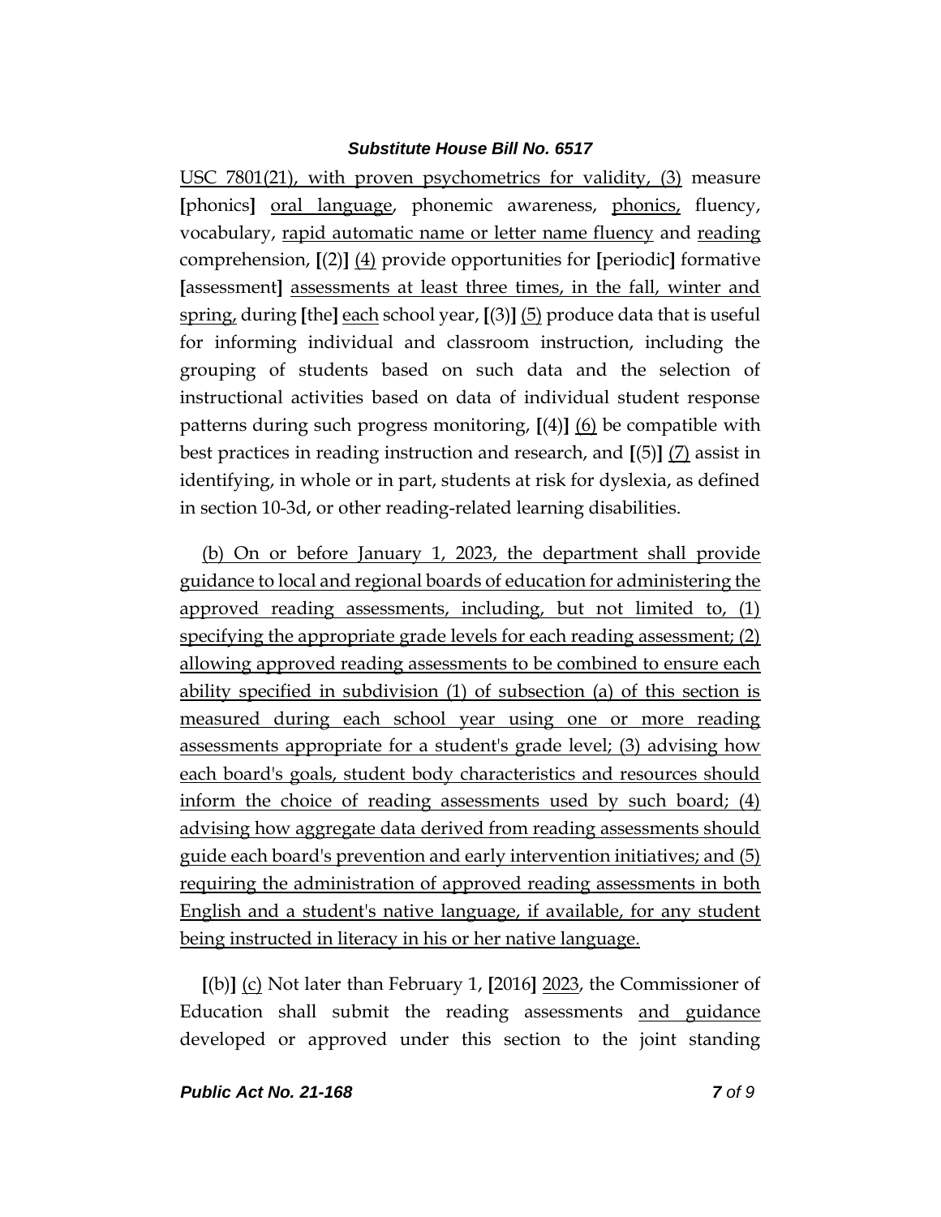USC 7801(21), with proven psychometrics for validity, (3) measure [phonics] oral language, phonemic awareness, phonics, fluency, vocabulary, rapid automatic name or letter name fluency and reading comprehension, [(2)] (4) provide opportunities for [periodic] formative [assessment] assessments at least three times, in the fall, winter and spring, during [the] each school year, [(3)] (5) produce data that is useful for informing individual and classroom instruction, including the grouping of students based on such data and the selection of instructional activities based on data of individual student response patterns during such progress monitoring, [(4)] (6) be compatible with best practices in reading instruction and research, and [(5)] (7) assist in identifying, in whole or in part, students at risk for dyslexia, as defined in section 10-3d, or other reading-related learning disabilities.

(b) On or before January 1, 2023, the department shall provide guidance to local and regional boards of education for administering the approved reading assessments, including, but not limited to, (1) specifying the appropriate grade levels for each reading assessment; (2) allowing approved reading assessments to be combined to ensure each ability specified in subdivision (1) of subsection (a) of this section is measured during each school year using one or more reading assessments appropriate for a student's grade level; (3) advising how each board's goals, student body characteristics and resources should inform the choice of reading assessments used by such board; (4) advising how aggregate data derived from reading assessments should guide each board's prevention and early intervention initiatives; and (5) requiring the administration of approved reading assessments in both English and a student's native language, if available, for any student being instructed in literacy in his or her native language.

[(b)] (c) Not later than February 1, [2016] 2023, the Commissioner of Education shall submit the reading assessments and guidance developed or approved under this section to the joint standing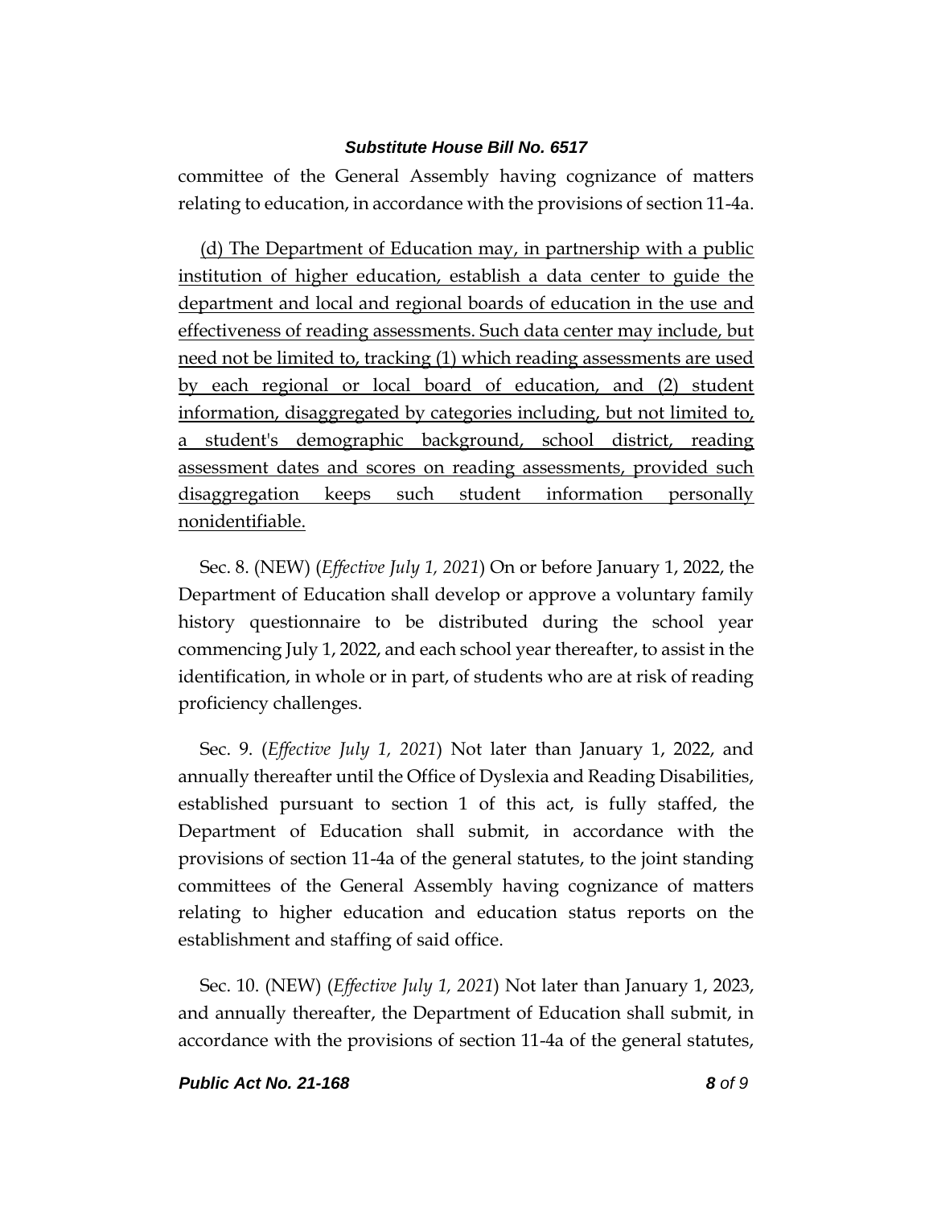committee of the General Assembly having cognizance of matters relating to education, in accordance with the provisions of section 11-4a.

<u>(d) The Department of Education may, in partnership with a public institution of higher education, establish a data center to guide the department and local and regional boards of education in the use and effectiveness of reading assessments. Such data center may include, but need not be limited to, tracking (1) which reading assessments are used by each regional or local board of education, and (2) student information, disaggregated by categories including, but not limited to, a student's demographic background, school district, reading assessment dates and scores on reading assessments, provided such disaggregation keeps such student information personally nonidentifiable.</u>

Sec. 8. (NEW) (*Effective July 1, 2021*) On or before January 1, 2022, the Department of Education shall develop or approve a voluntary family history questionnaire to be distributed during the school year commencing July 1, 2022, and each school year thereafter, to assist in the identification, in whole or in part, of students who are at risk of reading proficiency challenges.

Sec. 9. (*Effective July 1, 2021*) Not later than January 1, 2022, and annually thereafter until the Office of Dyslexia and Reading Disabilities, established pursuant to section 1 of this act, is fully staffed, the Department of Education shall submit, in accordance with the provisions of section 11-4a of the general statutes, to the joint standing committees of the General Assembly having cognizance of matters relating to higher education and education status reports on the establishment and staffing of said office.

Sec. 10. (NEW) (*Effective July 1, 2021*) Not later than January 1, 2023, and annually thereafter, the Department of Education shall submit, in accordance with the provisions of section 11-4a of the general statutes,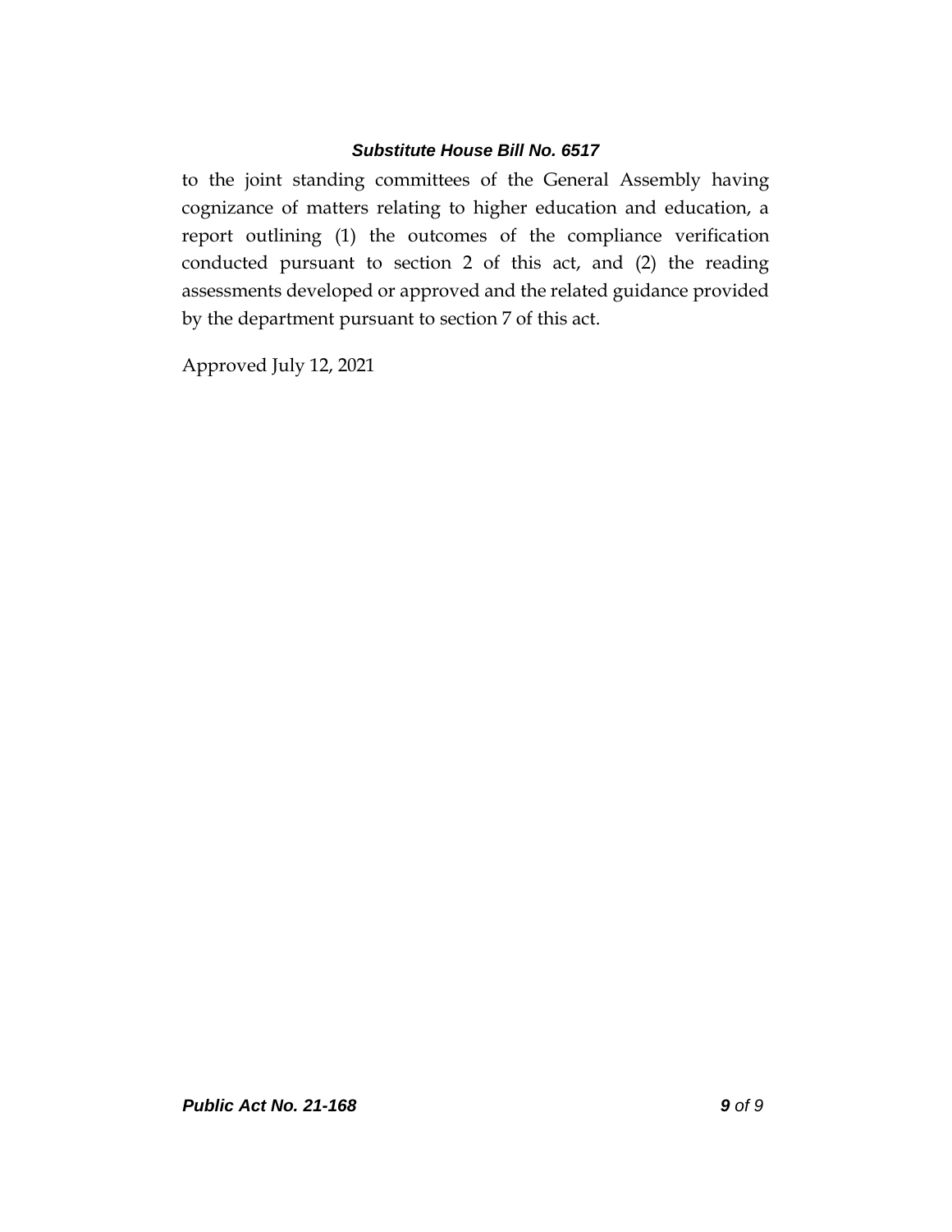to the joint standing committees of the General Assembly having cognizance of matters relating to higher education and education, a report outlining (1) the outcomes of the compliance verification conducted pursuant to section 2 of this act, and (2) the reading assessments developed or approved and the related guidance provided by the department pursuant to section 7 of this act.

Approved July 12, 2021